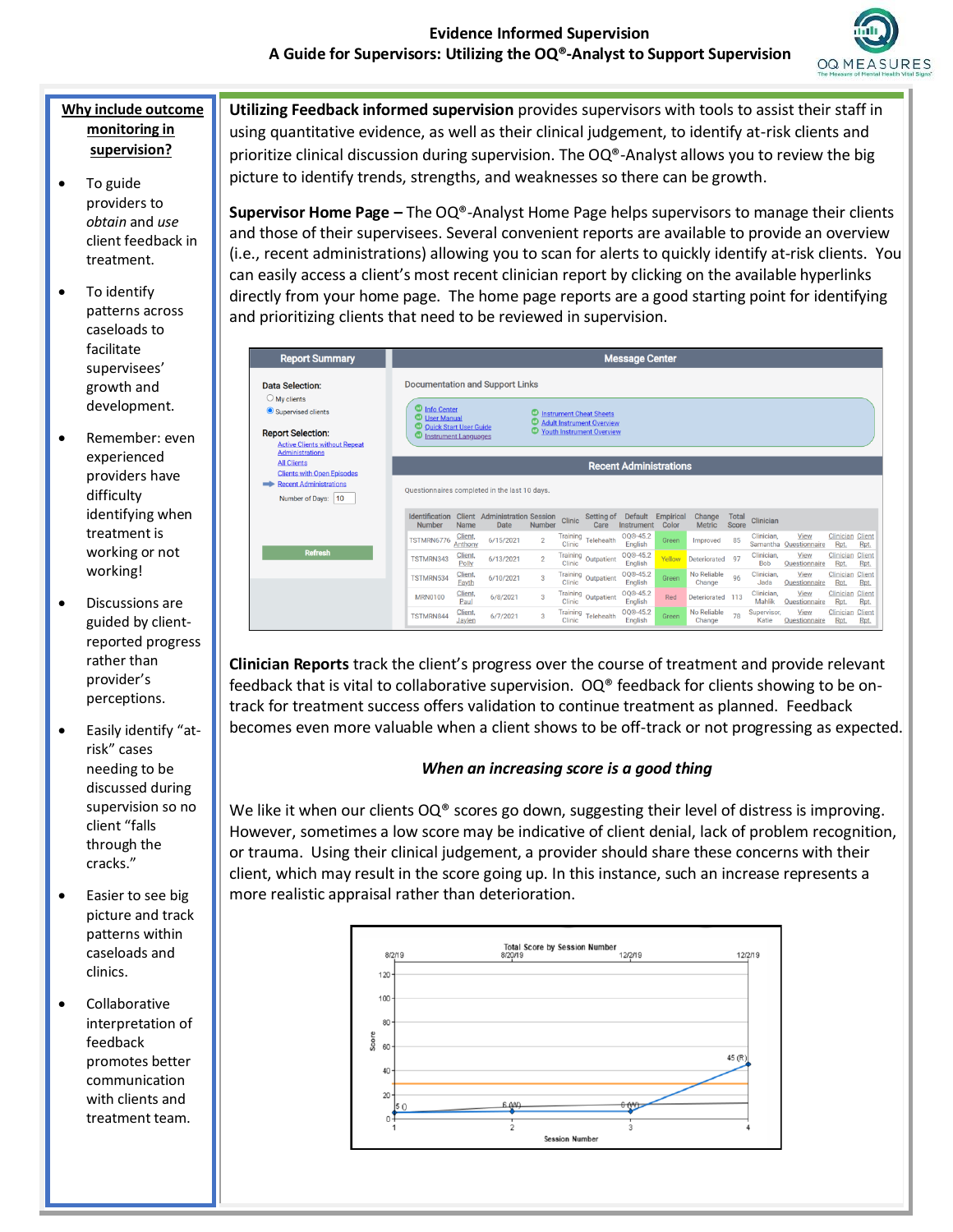# Evidence Informed Supervision
## A Guide for Supervisors: Utilizing the OQ®-Analyst to Support Supervision

**Why include outcome monitoring in supervision?**

- To guide providers to *obtain* and *use* client feedback in treatment.
- To identify patterns across caseloads to facilitate supervisees' growth and development.
- Remember: even experienced providers have difficulty identifying when treatment is working or not working!
- Discussions are guided by client-reported progress rather than provider's perceptions.
- Easily identify "at-risk" cases needing to be discussed during supervision so no client "falls through the cracks."
- Easier to see big picture and track patterns within caseloads and clinics.
- Collaborative interpretation of feedback promotes better communication with clients and treatment team.

**Utilizing Feedback informed supervision** provides supervisors with tools to assist their staff in using quantitative evidence, as well as their clinical judgement, to identify at-risk clients and prioritize clinical discussion during supervision. The OQ®-Analyst allows you to review the big picture to identify trends, strengths, and weaknesses so there can be growth.

**Supervisor Home Page –** The OQ®-Analyst Home Page helps supervisors to manage their clients and those of their supervisees. Several convenient reports are available to provide an overview (i.e., recent administrations) allowing you to scan for alerts to quickly identify at-risk clients. You can easily access a client's most recent clinician report by clicking on the available hyperlinks directly from your home page. The home page reports are a good starting point for identifying and prioritizing clients that need to be reviewed in supervision.

**Report Summary**

Data Selection:
- My clients
- Supervised clients

Report Selection:
- Active Clients without Repeat Administrations
- All Clients
- Clients with Open Episodes
- Recent Administrations

Number of Days: 10

Refresh

**Message Center**

Documentation and Support Links

- Info Center
- User Manual
- Quick Start User Guide
- Instrument Languages
- Instrument Cheat Sheets
- Adult Instrument Overview
- Youth Instrument Overview

**Recent Administrations**

Questionnaires completed in the last 10 days.

| Identification Number | Client Name | Administration Date | Session Number | Clinic | Setting of Care | Default Instrument | Empirical Color | Change Metric | Total Score | Clinician | | | |
|---|---|---|---|---|---|---|---|---|---|---|---|---|---|
| TSTMRN6776 | Client, Anthony | 6/15/2021 | 2 | Training Clinic | Telehealth | OQ®-45.2 English | Green | Improved | 85 | Clinician, Samantha | View Questionnairs | Clinician Rpt. | Client Rpt. |
| TSTMRN343 | Client, Polly | 6/13/2021 | 2 | Training Clinic | Outpatient | OQ®-45.2 English | Yellow | Deteriorated | 97 | Clinician, Bob | View Questionnaire | Clinician Rpt. | Client Rpt. |
| TSTMRN534 | Client, Fayth | 6/10/2021 | 3 | Training Clinic | Outpatient | OQ®-45.2 English | Green | No Reliable Change | 96 | Clinician, Jada | View Questionnaire | Clinician Rpt. | Client Rpt. |
| MRN0100 | Client, Paul | 6/8/2021 | 3 | Training Clinic | Outpatient | OQ®-45.2 English | Red | Deteriorated | 113 | Clinician, Mahlik | View Questionnaire | Clinician Rpt. | Client Rpt. |
| TSTMRN844 | Client, Jaylen | 6/7/2021 | 3 | Training Clinic | Telehealth | OQ®-45.2 English | Green | No Reliable Change | 78 | Supervisor, Katie | View Questionnaire | Clinician Rpt. | Client Rpt. |

**Clinician Reports** track the client's progress over the course of treatment and provide relevant feedback that is vital to collaborative supervision. OQ® feedback for clients showing to be on-track for treatment success offers validation to continue treatment as planned. Feedback becomes even more valuable when a client shows to be off-track or not progressing as expected.

***When an increasing score is a good thing***

We like it when our clients OQ® scores go down, suggesting their level of distress is improving. However, sometimes a low score may be indicative of client denial, lack of problem recognition, or trauma. Using their clinical judgement, a provider should share these concerns with their client, which may result in the score going up. In this instance, such an increase represents a more realistic appraisal rather than deterioration.

**Total Score by Session Number**

| Session Number | Date | Score |
|---|---|---|
| 1 | 8/2/19 | 5 () |
| 2 | 8/20/19 | 6 (W) |
| 3 | 12/2/19 | 6 (W) |
| 4 | 12/2/19 | 45 (R) |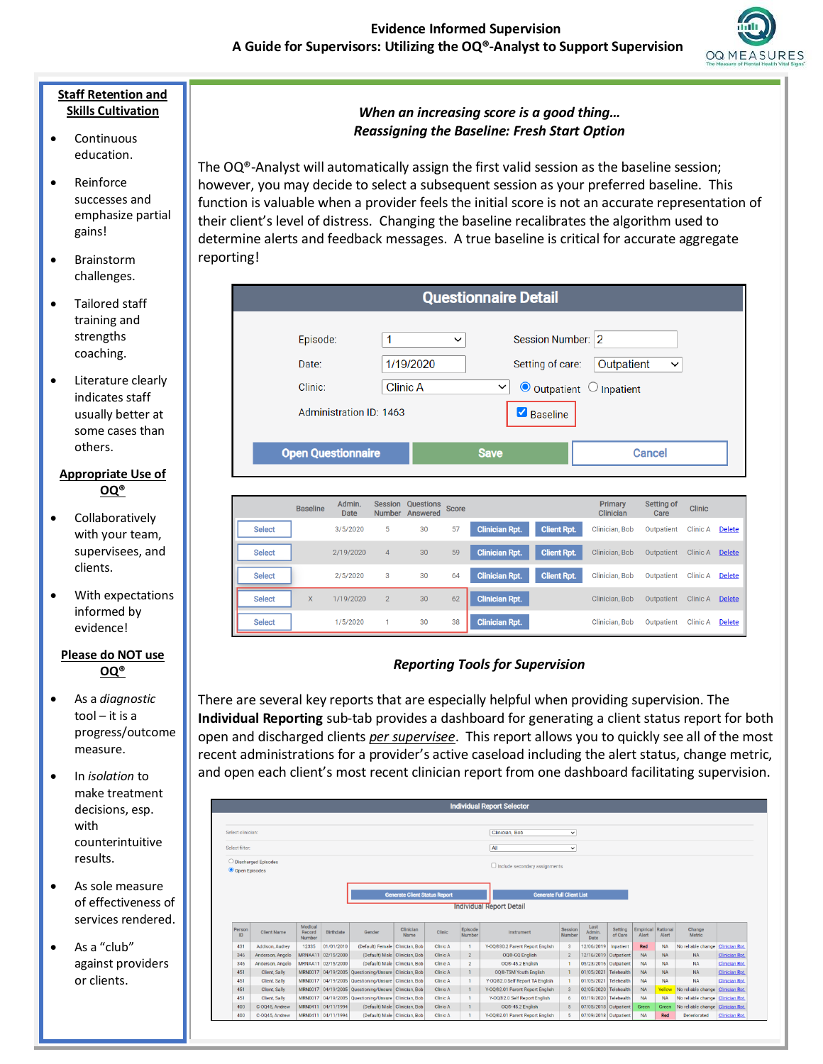**Staff Retention and Skills Cultivation**

- Continuous education.
- Reinforce successes and emphasize partial gains!
- Brainstorm challenges.
- Tailored staff training and strengths coaching.
- Literature clearly indicates staff usually better at some cases than others.

**Appropriate Use of OQ®**

- Collaboratively with your team, supervisees, and clients.
- With expectations informed by evidence!

**Please do NOT use OQ®**

- As a *diagnostic* tool – it is a progress/outcome measure.
- In *isolation* to make treatment decisions, esp. with counterintuitive results.
- As sole measure of effectiveness of services rendered.
- As a "club" against providers or clients.

### *When an increasing score is a good thing… Reassigning the Baseline: Fresh Start Option*

The OQ®-Analyst will automatically assign the first valid session as the baseline session; however, you may decide to select a subsequent session as your preferred baseline. This function is valuable when a provider feels the initial score is not an accurate representation of their client's level of distress. Changing the baseline recalibrates the algorithm used to determine alerts and feedback messages. A true baseline is critical for accurate aggregate reporting!

**Questionnaire Detail**

Episode: 1 | Session Number: 2
Date: 1/19/2020 | Setting of care: Outpatient
Clinic: Clinic A | Outpatient / Inpatient
Administration ID: 1463 | ☑ Baseline

Open Questionnaire | Save | Cancel

| | Baseline | Admin. Date | Session Number | Questions Answered | Score | | | Primary Clinician | Setting of Care | Clinic | |
|---|---|---|---|---|---|---|---|---|---|---|---|
| Select | | 3/5/2020 | 5 | 30 | 57 | Clinician Rpt. | Client Rpt. | Clinician, Bob | Outpatient | Clinic A | Delete |
| Select | | 2/19/2020 | 4 | 30 | 59 | Clinician Rpt. | Client Rpt. | Clinician, Bob | Outpatient | Clinic A | Delete |
| Select | | 2/5/2020 | 3 | 30 | 64 | Clinician Rpt. | Client Rpt. | Clinician, Bob | Outpatient | Clinic A | Delete |
| Select | X | 1/19/2020 | 2 | 30 | 62 | Clinician Rpt. | | Clinician, Bob | Outpatient | Clinic A | Delete |
| Select | | 1/5/2020 | 1 | 30 | 38 | Clinician Rpt. | | Clinician, Bob | Outpatient | Clinic A | Delete |

### *Reporting Tools for Supervision*

There are several key reports that are especially helpful when providing supervision. The **Individual Reporting** sub-tab provides a dashboard for generating a client status report for both open and discharged clients *per supervisee*. This report allows you to quickly see all of the most recent administrations for a provider's active caseload including the alert status, change metric, and open each client's most recent clinician report from one dashboard facilitating supervision.

**Individual Report Selector**

Select clinician: Clinician, Bob
Select filter: All
○ Discharged Episodes
● Open Episodes
☐ Include secondary assignments

Generate Client Status Report | Generate Full Client List

Individual Report Detail

| Person ID | Client Name | Medical Record Number | Birthdate | Gender | Clinician Name | Clinic | Episode Number | Instrument | Session Number | Last Admin. Date | Setting of Care | Empirical Alert | Rational Alert | Change Metric | |
|---|---|---|---|---|---|---|---|---|---|---|---|---|---|---|---|
| 431 | Addison, Audrey | 12335 | 01/01/2010 | (Default) Female | Clinician, Bob | Clinic A | 1 | Y-OQ®30.2 Parent Report English | 3 | 12/06/2019 | Inpatient | Red | NA | No reliable change | Clinician Rpt. |
| 346 | Anderson, Angelo | MRNAA11 | 02/15/2000 | (Default) Male | Clinician, Bob | Clinic A | 2 | OQ®-60 English | 2 | 12/16/2019 | Outpatient | NA | NA | NA | Clinician Rpt. |
| 346 | Anderson, Angelo | MRNAA11 | 02/15/2000 | (Default) Male | Clinician, Bob | Clinic A | 2 | OQ®-45.2 English | 1 | 09/23/2016 | Outpatient | NA | NA | NA | Clinician Rpt. |
| 451 | Client, Sally | MRN0017 | 04/19/2005 | Questioning/Unsure | Clinician, Bob | Clinic A | 1 | OQ®-TSM Youth English | 1 | 01/05/2021 | Telehealth | NA | NA | NA | Clinician Rpt. |
| 451 | Client, Sally | MRN0017 | 04/19/2005 | Questioning/Unsure | Clinician, Bob | Clinic A | 1 | Y-OQ®2.0 Self Report YA English | 1 | 01/05/2021 | Telehealth | NA | NA | NA | Clinician Rpt. |
| 451 | Client, Sally | MRN0017 | 04/19/2005 | Questioning/Unsure | Clinician, Bob | Clinic A | 1 | Y-OQ®2.01 Parent Report English | 3 | 02/05/2020 | Telehealth | NA | Yellow | No reliable change | Clinician Rpt. |
| 451 | Client, Sally | MRN0017 | 04/19/2005 | Questioning/Unsure | Clinician, Bob | Clinic A | 1 | Y-OQ®2.0 Self Report English | 6 | 03/19/2020 | Telehealth | NA | NA | No reliable change | Clinician Rpt. |
| 400 | C-OQ45, Andrew | MRN0411 | 04/11/1994 | (Default) Male | Clinician, Bob | Clinic A | 1 | OQ®-45.2 English | 5 | 07/05/2018 | Outpatient | Green | Green | No reliable change | Clinician Rpt. |
| 400 | C-OQ45, Andrew | MRN0411 | 04/11/1994 | (Default) Male | Clinician, Bob | Clinic A | 1 | Y-OQ®2.01 Parent Report English | 5 | 07/09/2018 | Outpatient | NA | Red | Deteriorated | Clinician Rpt. |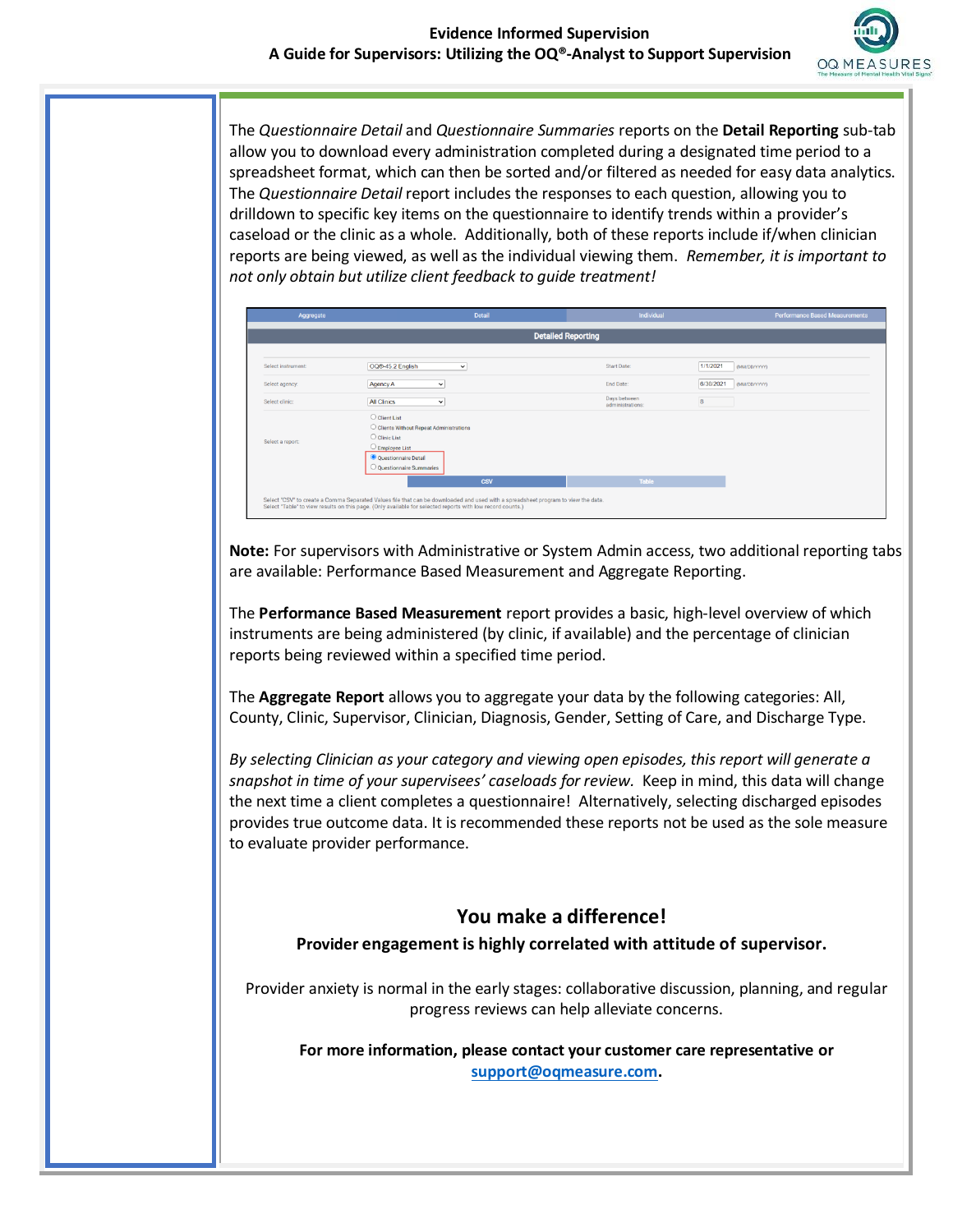The *Questionnaire Detail* and *Questionnaire Summaries* reports on the **Detail Reporting** sub-tab allow you to download every administration completed during a designated time period to a spreadsheet format, which can then be sorted and/or filtered as needed for easy data analytics. The *Questionnaire Detail* report includes the responses to each question, allowing you to drilldown to specific key items on the questionnaire to identify trends within a provider's caseload or the clinic as a whole. Additionally, both of these reports include if/when clinician reports are being viewed, as well as the individual viewing them. *Remember, it is important to not only obtain but utilize client feedback to guide treatment!*

**Note:** For supervisors with Administrative or System Admin access, two additional reporting tabs are available: Performance Based Measurement and Aggregate Reporting.

The **Performance Based Measurement** report provides a basic, high-level overview of which instruments are being administered (by clinic, if available) and the percentage of clinician reports being reviewed within a specified time period.

The **Aggregate Report** allows you to aggregate your data by the following categories: All, County, Clinic, Supervisor, Clinician, Diagnosis, Gender, Setting of Care, and Discharge Type.

*By selecting Clinician as your category and viewing open episodes, this report will generate a snapshot in time of your supervisees' caseloads for review.* Keep in mind, this data will change the next time a client completes a questionnaire! Alternatively, selecting discharged episodes provides true outcome data. It is recommended these reports not be used as the sole measure to evaluate provider performance.

## You make a difference!

**Provider engagement is highly correlated with attitude of supervisor.**

Provider anxiety is normal in the early stages: collaborative discussion, planning, and regular progress reviews can help alleviate concerns.

**For more information, please contact your customer care representative or [support@oqmeasure.com](mailto:support@oqmeasure.com).**